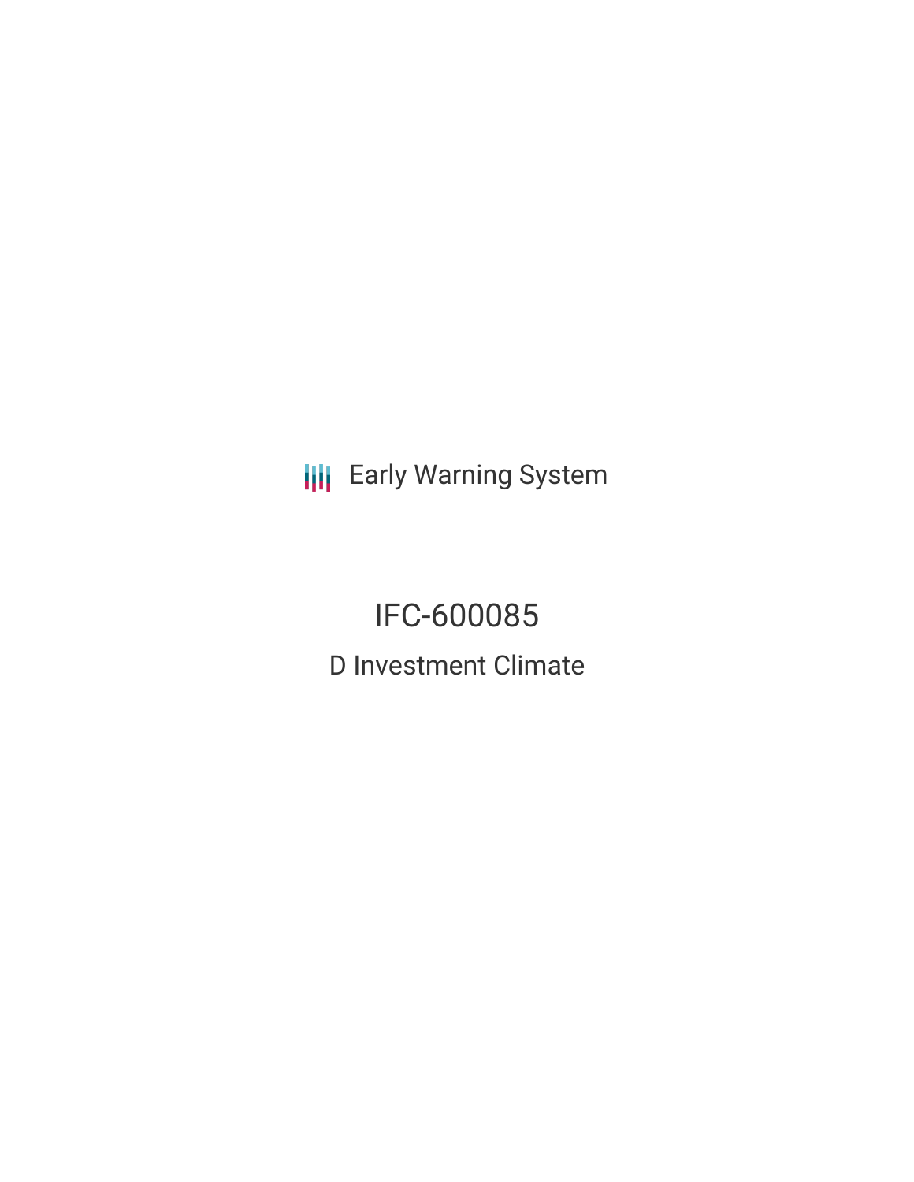Early Warning System

# IFC-600085

## D Investment Climate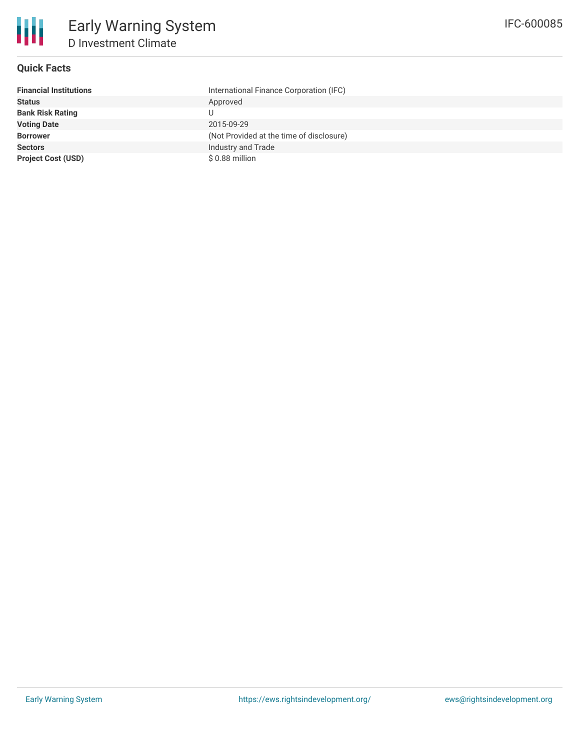# Early Warning System

## D Investment Climate

IFC-600085

### Quick Facts

| | |
|---|---|
| **Financial Institutions** | International Finance Corporation (IFC) |
| **Status** | Approved |
| **Bank Risk Rating** | U |
| **Voting Date** | 2015-09-29 |
| **Borrower** | (Not Provided at the time of disclosure) |
| **Sectors** | Industry and Trade |
| **Project Cost (USD)** | $ 0.88 million |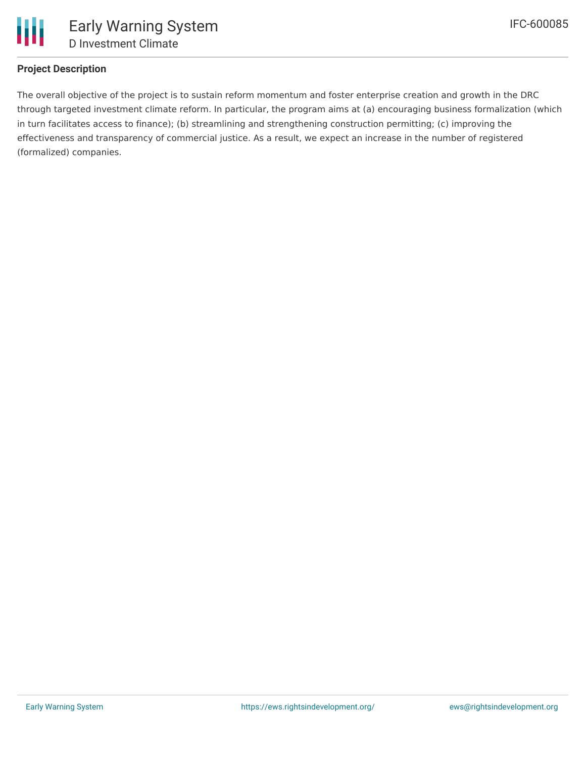## Project Description

The overall objective of the project is to sustain reform momentum and foster enterprise creation and growth in the DRC through targeted investment climate reform. In particular, the program aims at (a) encouraging business formalization (which in turn facilitates access to finance); (b) streamlining and strengthening construction permitting; (c) improving the effectiveness and transparency of commercial justice. As a result, we expect an increase in the number of registered (formalized) companies.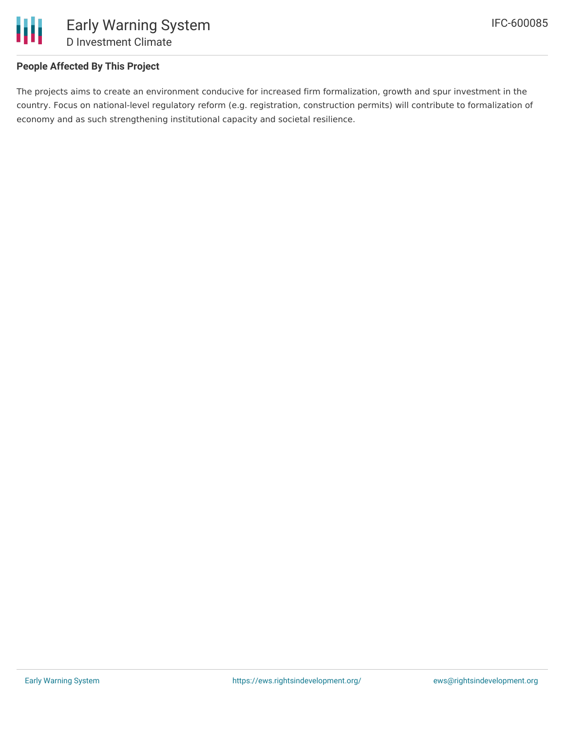**People Affected By This Project**

The projects aims to create an environment conducive for increased firm formalization, growth and spur investment in the country. Focus on national-level regulatory reform (e.g. registration, construction permits) will contribute to formalization of economy and as such strengthening institutional capacity and societal resilience.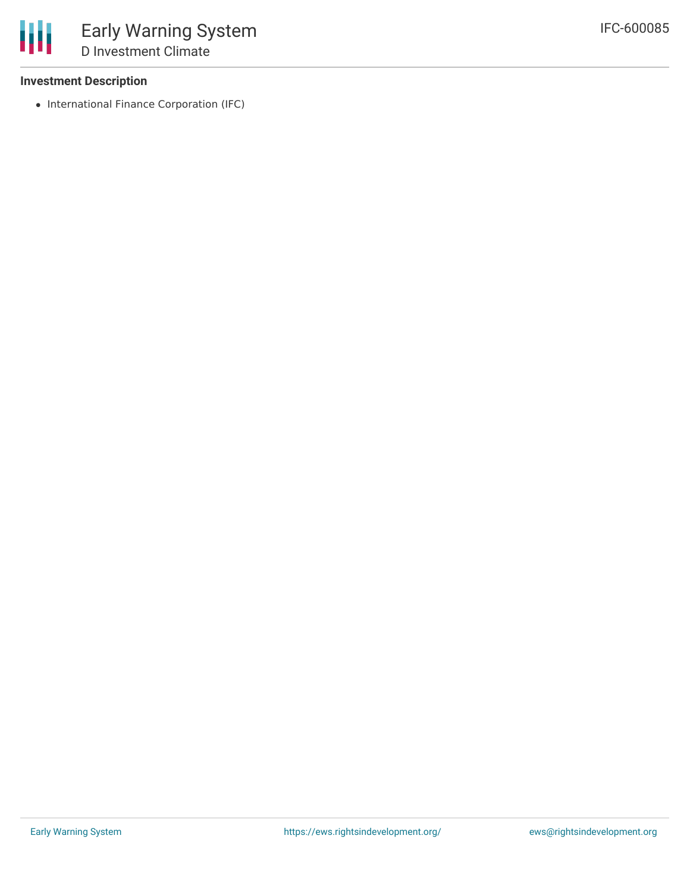### Investment Description

- International Finance Corporation (IFC)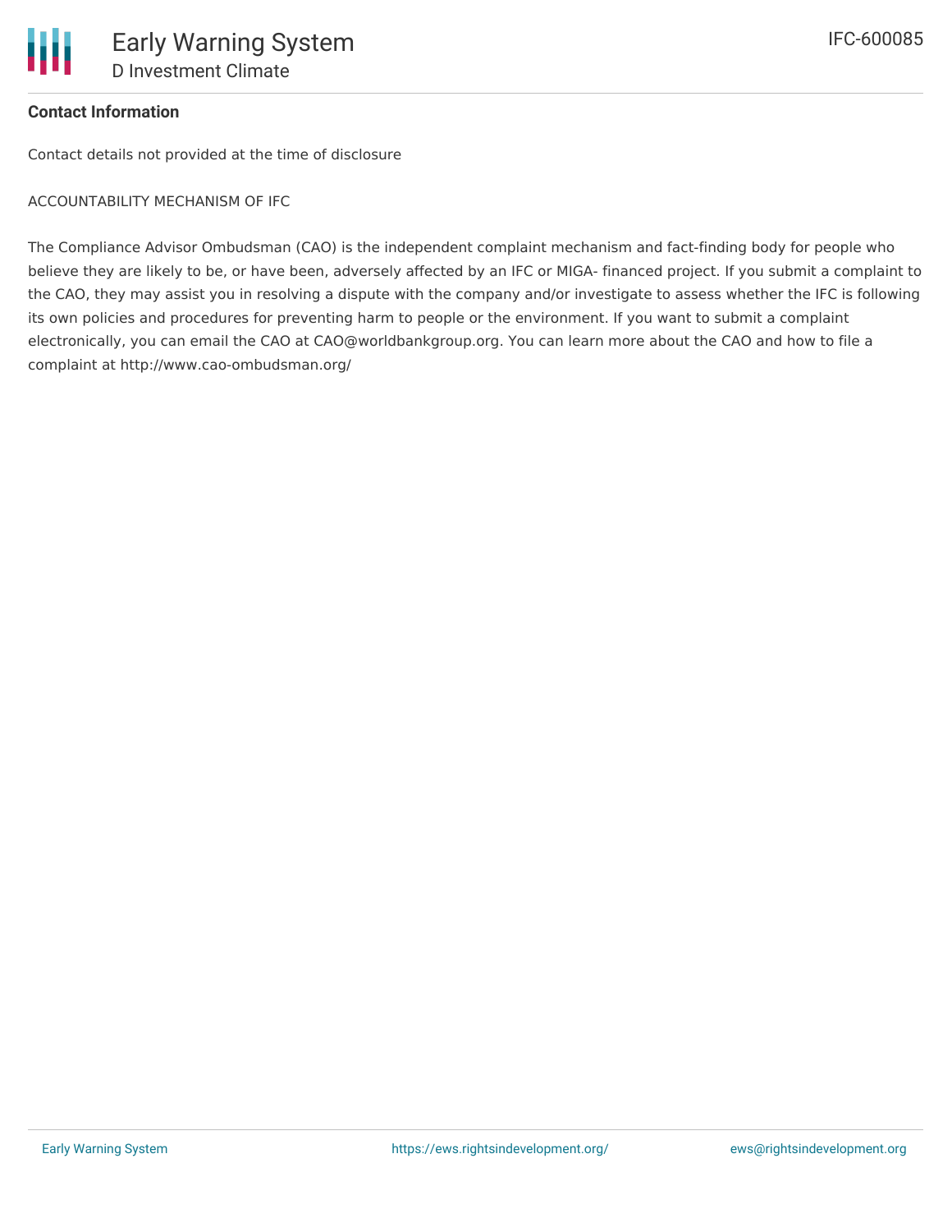**Contact Information**

Contact details not provided at the time of disclosure

ACCOUNTABILITY MECHANISM OF IFC

The Compliance Advisor Ombudsman (CAO) is the independent complaint mechanism and fact-finding body for people who believe they are likely to be, or have been, adversely affected by an IFC or MIGA- financed project. If you submit a complaint to the CAO, they may assist you in resolving a dispute with the company and/or investigate to assess whether the IFC is following its own policies and procedures for preventing harm to people or the environment. If you want to submit a complaint electronically, you can email the CAO at CAO@worldbankgroup.org. You can learn more about the CAO and how to file a complaint at http://www.cao-ombudsman.org/